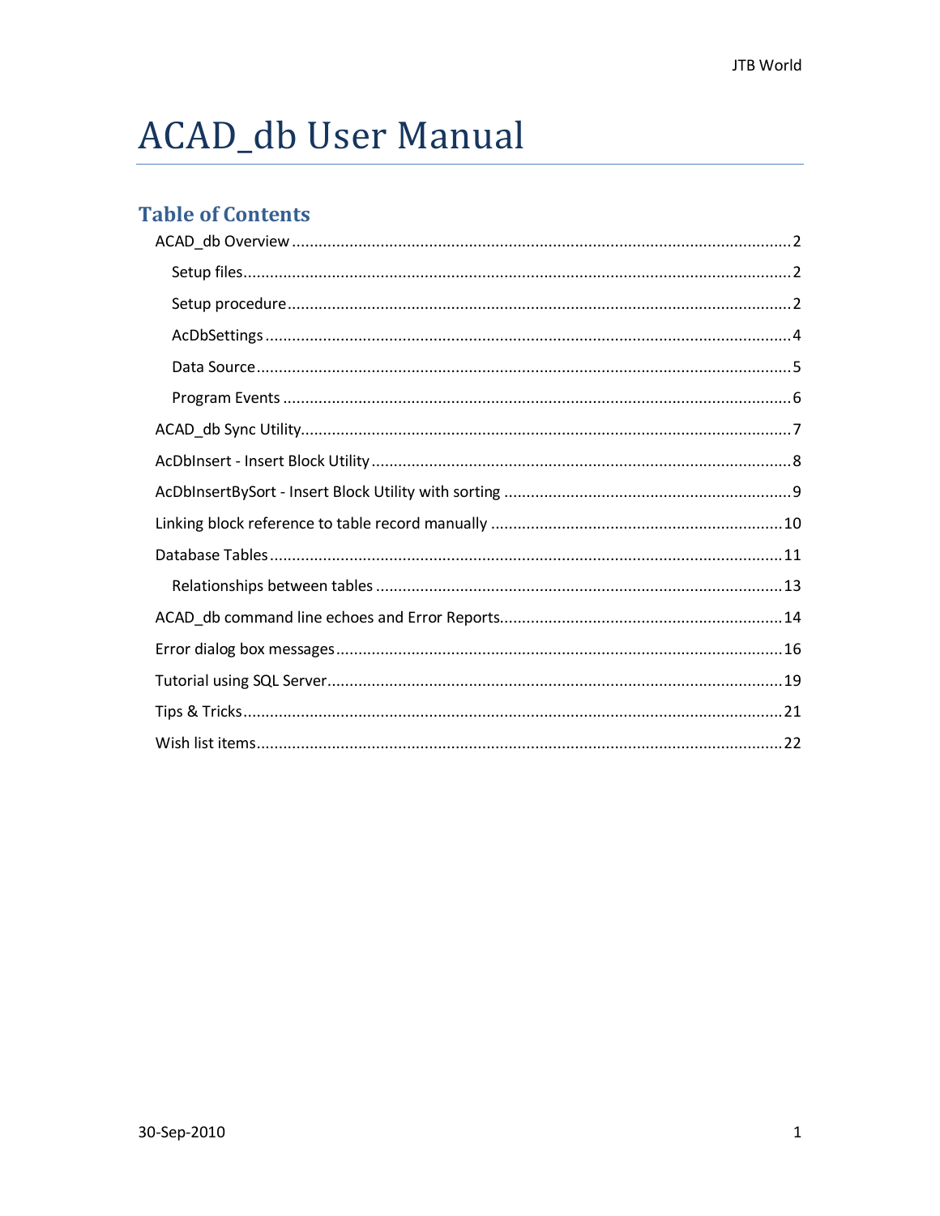# ACAD_db User Manual

## Table of Contents

- ACAD_db Overview ........ 2
  - Setup files ........ 2
  - Setup procedure ........ 2
  - AcDbSettings ........ 4
  - Data Source ........ 5
  - Program Events ........ 6
- ACAD_db Sync Utility ........ 7
- AcDbInsert - Insert Block Utility ........ 8
- AcDbInsertBySort - Insert Block Utility with sorting ........ 9
- Linking block reference to table record manually ........ 10
- Database Tables ........ 11
  - Relationships between tables ........ 13
- ACAD_db command line echoes and Error Reports ........ 14
- Error dialog box messages ........ 16
- Tutorial using SQL Server ........ 19
- Tips & Tricks ........ 21
- Wish list items ........ 22

30-Sep-2010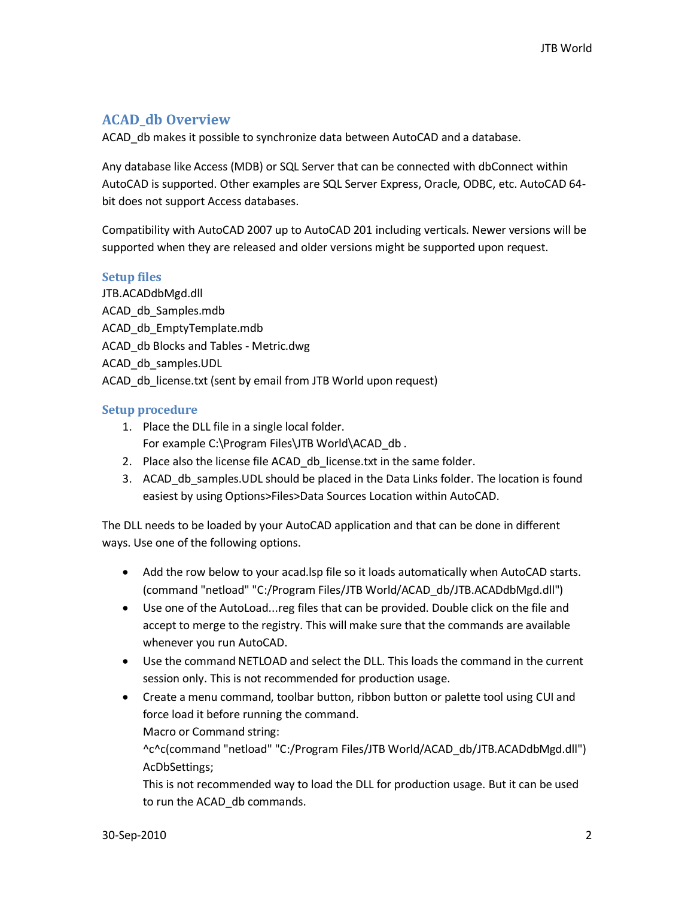## ACAD_db Overview

ACAD_db makes it possible to synchronize data between AutoCAD and a database.

Any database like Access (MDB) or SQL Server that can be connected with dbConnect within AutoCAD is supported. Other examples are SQL Server Express, Oracle, ODBC, etc. AutoCAD 64-bit does not support Access databases.

Compatibility with AutoCAD 2007 up to AutoCAD 201 including verticals. Newer versions will be supported when they are released and older versions might be supported upon request.

### Setup files

JTB.ACADdbMgd.dll
ACAD_db_Samples.mdb
ACAD_db_EmptyTemplate.mdb
ACAD_db Blocks and Tables - Metric.dwg
ACAD_db_samples.UDL
ACAD_db_license.txt (sent by email from JTB World upon request)

### Setup procedure

1. Place the DLL file in a single local folder.
   For example C:\Program Files\JTB World\ACAD_db .
2. Place also the license file ACAD_db_license.txt in the same folder.
3. ACAD_db_samples.UDL should be placed in the Data Links folder. The location is found easiest by using Options>Files>Data Sources Location within AutoCAD.

The DLL needs to be loaded by your AutoCAD application and that can be done in different ways. Use one of the following options.

- Add the row below to your acad.lsp file so it loads automatically when AutoCAD starts.
  (command "netload" "C:/Program Files/JTB World/ACAD_db/JTB.ACADdbMgd.dll")
- Use one of the AutoLoad...reg files that can be provided. Double click on the file and accept to merge to the registry. This will make sure that the commands are available whenever you run AutoCAD.
- Use the command NETLOAD and select the DLL. This loads the command in the current session only. This is not recommended for production usage.
- Create a menu command, toolbar button, ribbon button or palette tool using CUI and force load it before running the command.
  Macro or Command string:
  ^c^c(command "netload" "C:/Program Files/JTB World/ACAD_db/JTB.ACADdbMgd.dll") AcDbSettings;
  This is not recommended way to load the DLL for production usage. But it can be used to run the ACAD_db commands.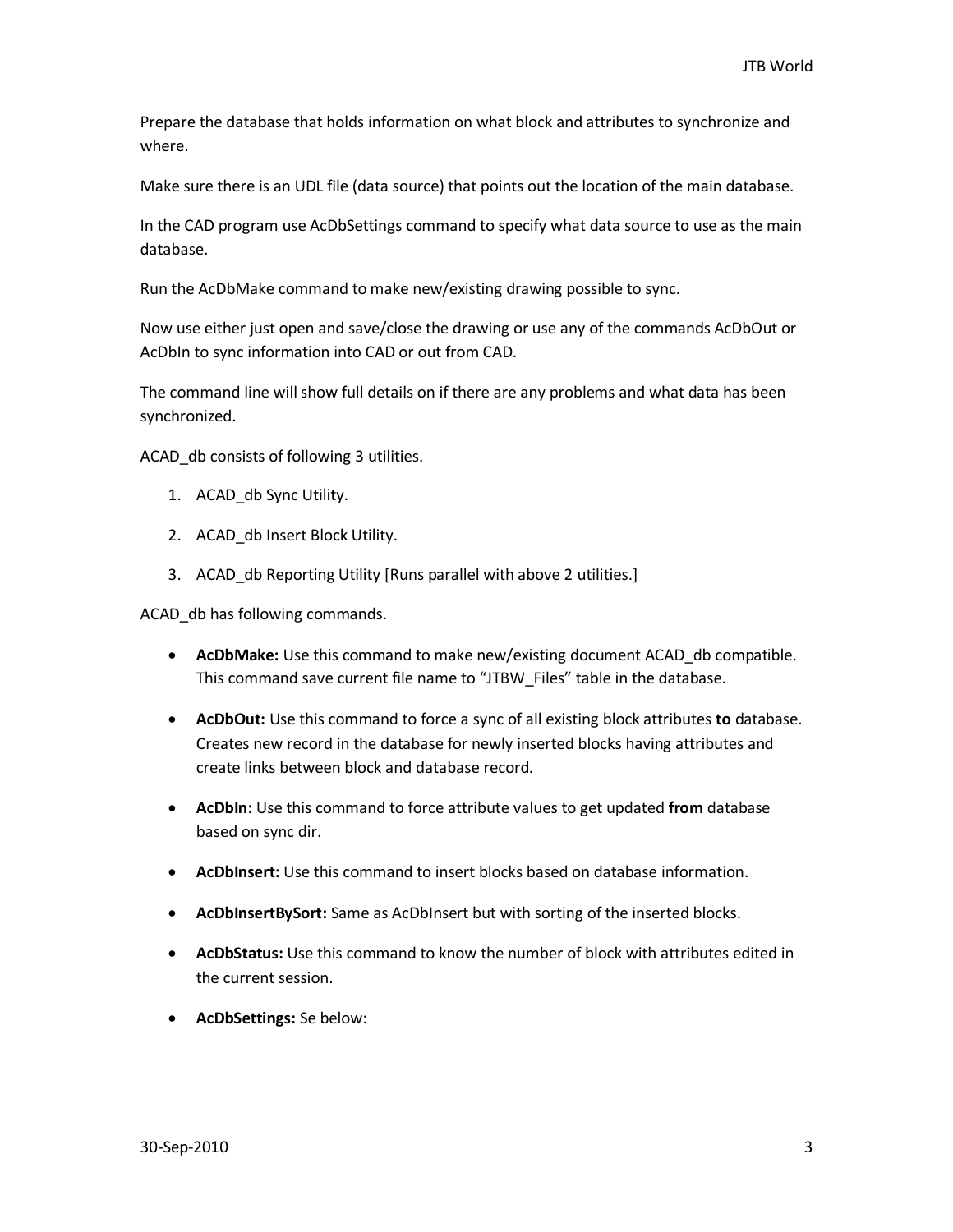Prepare the database that holds information on what block and attributes to synchronize and where.

Make sure there is an UDL file (data source) that points out the location of the main database.

In the CAD program use AcDbSettings command to specify what data source to use as the main database.

Run the AcDbMake command to make new/existing drawing possible to sync.

Now use either just open and save/close the drawing or use any of the commands AcDbOut or AcDbIn to sync information into CAD or out from CAD.

The command line will show full details on if there are any problems and what data has been synchronized.

ACAD_db consists of following 3 utilities.

1. ACAD_db Sync Utility.
2. ACAD_db Insert Block Utility.
3. ACAD_db Reporting Utility [Runs parallel with above 2 utilities.]

ACAD_db has following commands.

- **AcDbMake:** Use this command to make new/existing document ACAD_db compatible. This command save current file name to "JTBW_Files" table in the database.
- **AcDbOut:** Use this command to force a sync of all existing block attributes **to** database. Creates new record in the database for newly inserted blocks having attributes and create links between block and database record.
- **AcDbIn:** Use this command to force attribute values to get updated **from** database based on sync dir.
- **AcDbInsert:** Use this command to insert blocks based on database information.
- **AcDbInsertBySort:** Same as AcDbInsert but with sorting of the inserted blocks.
- **AcDbStatus:** Use this command to know the number of block with attributes edited in the current session.
- **AcDbSettings:** Se below: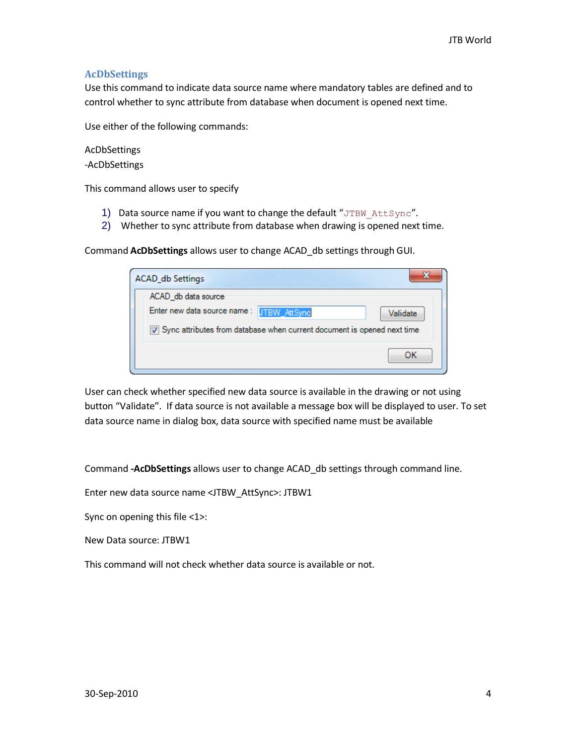## AcDbSettings

Use this command to indicate data source name where mandatory tables are defined and to control whether to sync attribute from database when document is opened next time.

Use either of the following commands:

AcDbSettings
-AcDbSettings

This command allows user to specify

1) Data source name if you want to change the default "`JTBW_AttSync`".
2) Whether to sync attribute from database when drawing is opened next time.

Command **AcDbSettings** allows user to change ACAD_db settings through GUI.

User can check whether specified new data source is available in the drawing or not using button "Validate". If data source is not available a message box will be displayed to user. To set data source name in dialog box, data source with specified name must be available

Command **-AcDbSettings** allows user to change ACAD_db settings through command line.

Enter new data source name <JTBW_AttSync>: JTBW1

Sync on opening this file <1>:

New Data source: JTBW1

This command will not check whether data source is available or not.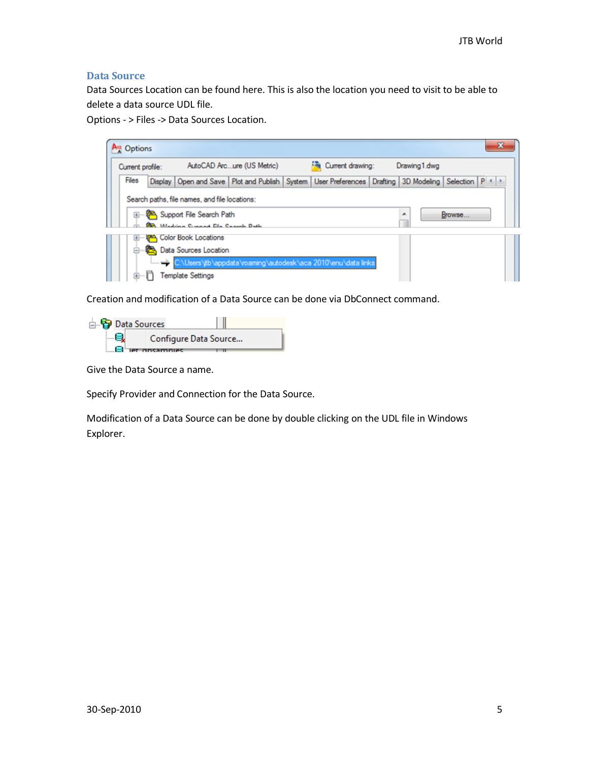## Data Source

Data Sources Location can be found here. This is also the location you need to visit to be able to delete a data source UDL file.

Options - > Files -> Data Sources Location.

Creation and modification of a Data Source can be done via DbConnect command.

Give the Data Source a name.

Specify Provider and Connection for the Data Source.

Modification of a Data Source can be done by double clicking on the UDL file in Windows Explorer.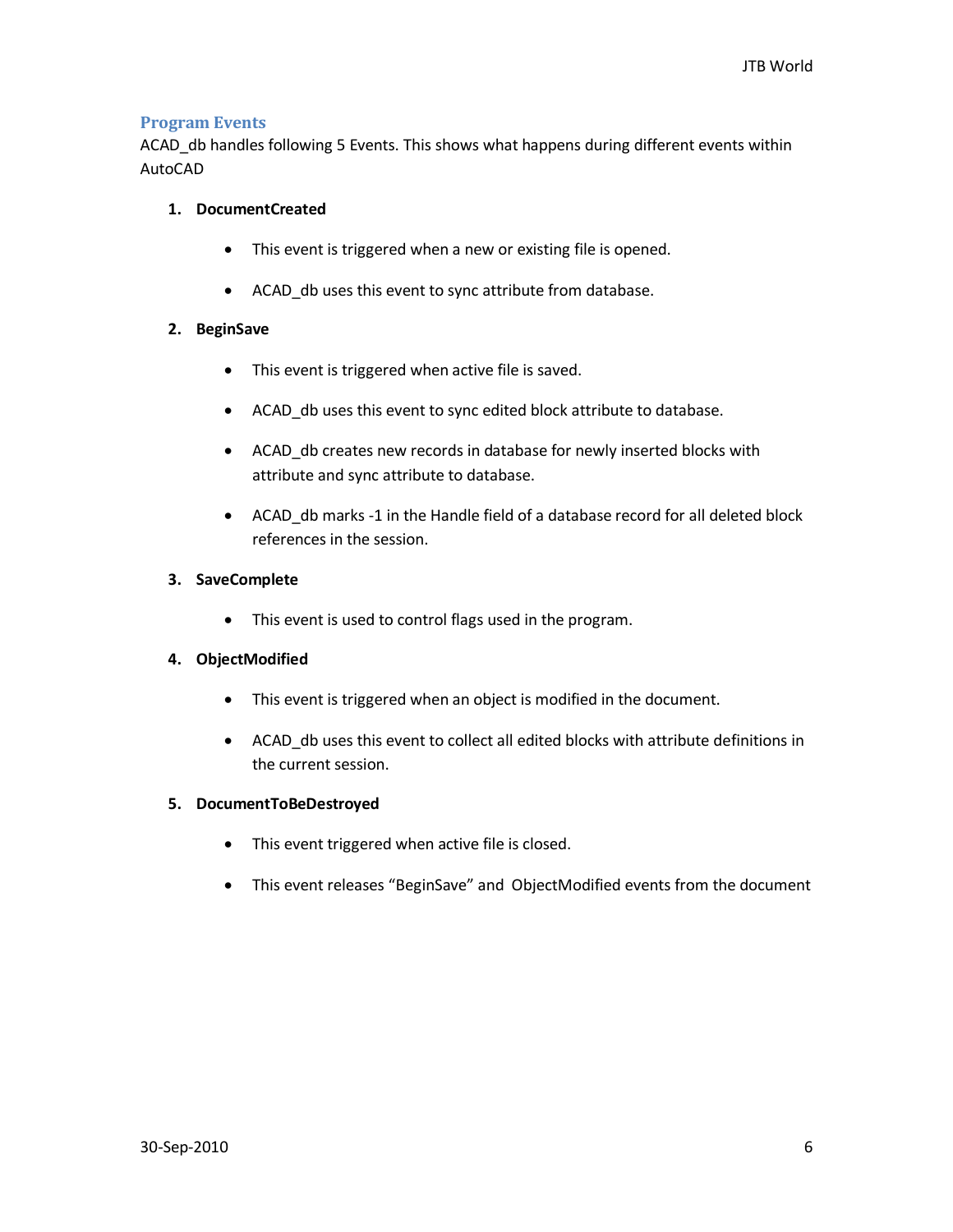## Program Events

ACAD_db handles following 5 Events. This shows what happens during different events within AutoCAD

1. **DocumentCreated**
   - This event is triggered when a new or existing file is opened.
   - ACAD_db uses this event to sync attribute from database.
2. **BeginSave**
   - This event is triggered when active file is saved.
   - ACAD_db uses this event to sync edited block attribute to database.
   - ACAD_db creates new records in database for newly inserted blocks with attribute and sync attribute to database.
   - ACAD_db marks -1 in the Handle field of a database record for all deleted block references in the session.
3. **SaveComplete**
   - This event is used to control flags used in the program.
4. **ObjectModified**
   - This event is triggered when an object is modified in the document.
   - ACAD_db uses this event to collect all edited blocks with attribute definitions in the current session.
5. **DocumentToBeDestroyed**
   - This event triggered when active file is closed.
   - This event releases “BeginSave” and ObjectModified events from the document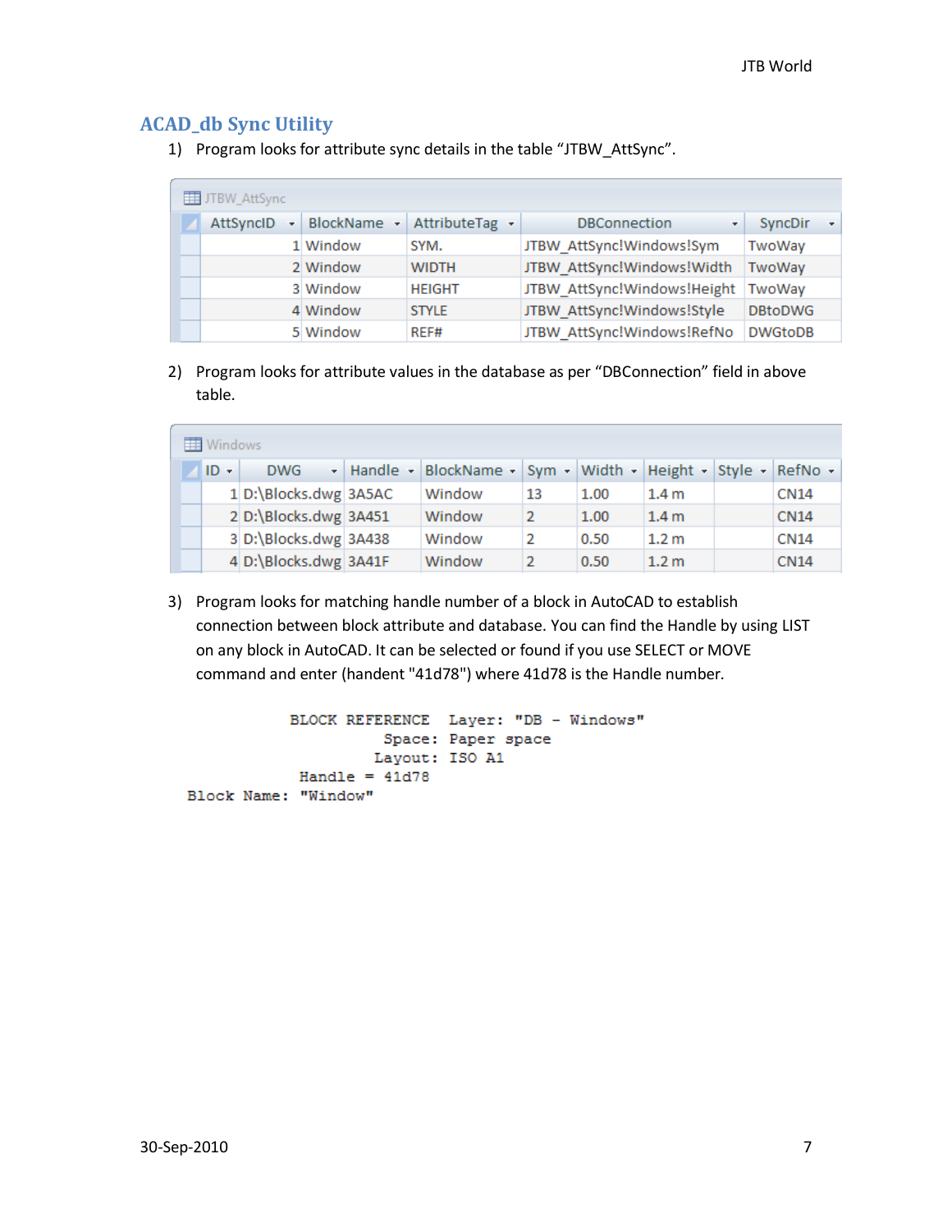## ACAD_db Sync Utility

1) Program looks for attribute sync details in the table "JTBW_AttSync".

JTBW_AttSync

| AttSyncID | BlockName | AttributeTag | DBConnection | SyncDir |
|---|---|---|---|---|
| 1 | Window | SYM. | JTBW_AttSync!Windows!Sym | TwoWay |
| 2 | Window | WIDTH | JTBW_AttSync!Windows!Width | TwoWay |
| 3 | Window | HEIGHT | JTBW_AttSync!Windows!Height | TwoWay |
| 4 | Window | STYLE | JTBW_AttSync!Windows!Style | DBtoDWG |
| 5 | Window | REF# | JTBW_AttSync!Windows!RefNo | DWGtoDB |

2) Program looks for attribute values in the database as per "DBConnection" field in above table.

Windows

| ID | DWG | Handle | BlockName | Sym | Width | Height | Style | RefNo |
|---|---|---|---|---|---|---|---|---|
| 1 | D:\Blocks.dwg | 3A5AC | Window | 13 | 1.00 | 1.4 m | | CN14 |
| 2 | D:\Blocks.dwg | 3A451 | Window | 2 | 1.00 | 1.4 m | | CN14 |
| 3 | D:\Blocks.dwg | 3A438 | Window | 2 | 0.50 | 1.2 m | | CN14 |
| 4 | D:\Blocks.dwg | 3A41F | Window | 2 | 0.50 | 1.2 m | | CN14 |

3) Program looks for matching handle number of a block in AutoCAD to establish connection between block attribute and database. You can find the Handle by using LIST on any block in AutoCAD. It can be selected or found if you use SELECT or MOVE command and enter (handent "41d78") where 41d78 is the Handle number.

```
          BLOCK REFERENCE  Layer: "DB - Windows"
                    Space: Paper space
                   Layout: ISO A1
           Handle = 41d78
Block Name: "Window"
```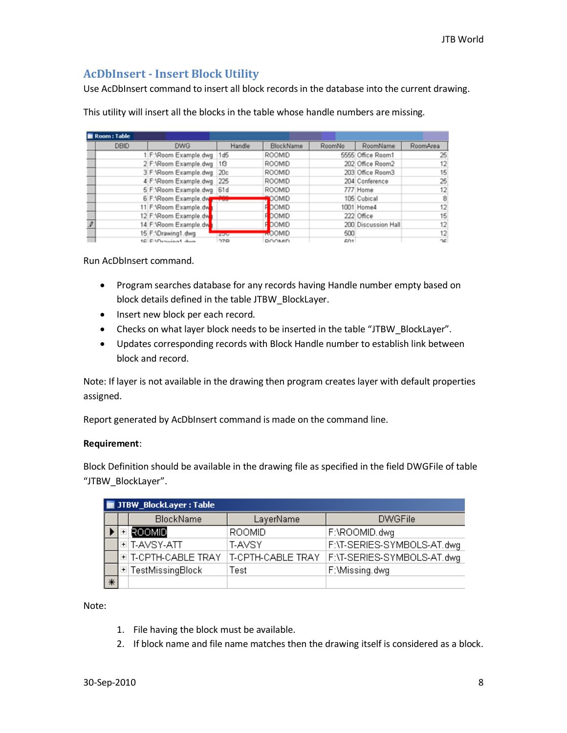## AcDbInsert - Insert Block Utility

Use AcDbInsert command to insert all block records in the database into the current drawing.

This utility will insert all the blocks in the table whose handle numbers are missing.

Room : Table

| DBID | DWG | Handle | BlockName | RoomNo | RoomName | RoomArea |
|---|---|---|---|---|---|---|
| 1 | F:\Room Example.dwg | 1d5 | ROOMID | 5555 | Office Room1 | 25 |
| 2 | F:\Room Example.dwg | 1f3 | ROOMID | 202 | Office Room2 | 12 |
| 3 | F:\Room Example.dwg | 20c | ROOMID | 203 | Office Room3 | 15 |
| 4 | F:\Room Example.dwg | 225 | ROOMID | 204 | Conference | 25 |
| 5 | F:\Room Example.dwg | 61d | ROOMID | 777 | Home | 12 |
| 6 | F:\Room Example.dwg | 708 | ROOMID | 105 | Cubical | 8 |
| 11 | F:\Room Example.dwg | | ROOMID | 1001 | Home4 | 12 |
| 12 | F:\Room Example.dwg | | ROOMID | 222 | Office | 15 |
| 14 | F:\Room Example.dwg | | ROOMID | 200 | Discussion Hall | 12 |
| 15 | F:\Drawing1.dwg | 25c | ROOMID | 500 | | 12 |
| 16 | F:\Drawing1.dwg | 278 | ROOMID | 501 | | 25 |

Run AcDbInsert command.

- Program searches database for any records having Handle number empty based on block details defined in the table JTBW_BlockLayer.
- Insert new block per each record.
- Checks on what layer block needs to be inserted in the table "JTBW_BlockLayer".
- Updates corresponding records with Block Handle number to establish link between block and record.

Note: If layer is not available in the drawing then program creates layer with default properties assigned.

Report generated by AcDbInsert command is made on the command line.

**Requirement**:

Block Definition should be available in the drawing file as specified in the field DWGFile of table "JTBW_BlockLayer".

JTBW_BlockLayer : Table

| BlockName | LayerName | DWGFile |
|---|---|---|
| ROOMID | ROOMID | F:\ROOMID.dwg |
| T-AVSY-ATT | T-AVSY | F:\T-SERIES-SYMBOLS-AT.dwg |
| T-CPTH-CABLE TRAY | T-CPTH-CABLE TRAY | F:\T-SERIES-SYMBOLS-AT.dwg |
| TestMissingBlock | Test | F:\Missing.dwg |

Note:

1. File having the block must be available.
2. If block name and file name matches then the drawing itself is considered as a block.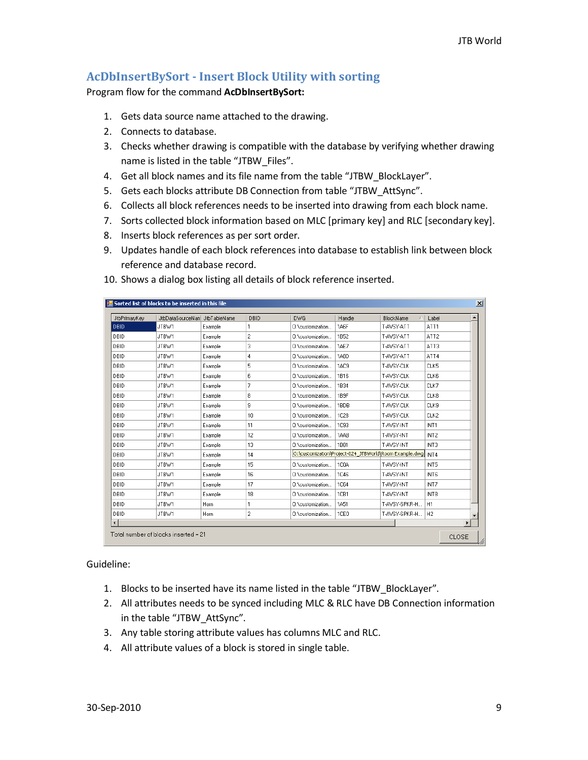## AcDbInsertBySort - Insert Block Utility with sorting

Program flow for the command **AcDbInsertBySort:**

1. Gets data source name attached to the drawing.
2. Connects to database.
3. Checks whether drawing is compatible with the database by verifying whether drawing name is listed in the table "JTBW_Files".
4. Get all block names and its file name from the table "JTBW_BlockLayer".
5. Gets each blocks attribute DB Connection from table "JTBW_AttSync".
6. Collects all block references needs to be inserted into drawing from each block name.
7. Sorts collected block information based on MLC [primary key] and RLC [secondary key].
8. Inserts block references as per sort order.
9. Updates handle of each block references into database to establish link between block reference and database record.
10. Shows a dialog box listing all details of block reference inserted.

Sorted list of blocks to be inserted in this file

| JtbPrimaryKey | JtbDataSourceName | JtbTableName | DBID | DWG | Handle | BlockName | Label |
|---|---|---|---|---|---|---|---|
| DBID | JTBW1 | Example | 1 | D:\customization... | 1A6F | T-AVSY-ATT | ATT1 |
| DBID | JTBW1 | Example | 2 | D:\customization... | 1B52 | T-AVSY-ATT | ATT2 |
| DBID | JTBW1 | Example | 3 | D:\customization... | 1AE7 | T-AVSY-ATT | ATT3 |
| DBID | JTBW1 | Example | 4 | D:\customization... | 1A8D | T-AVSY-ATT | ATT4 |
| DBID | JTBW1 | Example | 5 | D:\customization... | 1AC9 | T-AVSY-CLK | CLK5 |
| DBID | JTBW1 | Example | 6 | D:\customization... | 1B16 | T-AVSY-CLK | CLK6 |
| DBID | JTBW1 | Example | 7 | D:\customization... | 1B34 | T-AVSY-CLK | CLK7 |
| DBID | JTBW1 | Example | 8 | D:\customization... | 1B9F | T-AVSY-CLK | CLK8 |
| DBID | JTBW1 | Example | 9 | D:\customization... | 1BDB | T-AVSY-CLK | CLK9 |
| DBID | JTBW1 | Example | 10 | D:\customization... | 1C28 | T-AVSY-CLK | CLK2 |
| DBID | JTBW1 | Example | 11 | D:\customization... | 1C93 | T-AVSY-INT | INT1 |
| DBID | JTBW1 | Example | 12 | D:\customization... | 1AA8 | T-AVSY-INT | INT2 |
| DBID | JTBW1 | Example | 13 | D:\customization... | 1B81 | T-AVSY-INT | INT3 |
| DBID | JTBW1 | Example | 14 | D:\customization\Project-024_JTBWorld\Room Example.dwg | | | INT4 |
| DBID | JTBW1 | Example | 15 | D:\customization... | 1C0A | T-AVSY-INT | INT5 |
| DBID | JTBW1 | Example | 16 | D:\customization... | 1C46 | T-AVSY-INT | INT6 |
| DBID | JTBW1 | Example | 17 | D:\customization... | 1C64 | T-AVSY-INT | INT7 |
| DBID | JTBW1 | Example | 18 | D:\customization... | 1CB1 | T-AVSY-INT | INT8 |
| DBID | JTBW1 | Horn | 1 | D:\customization... | 1A51 | T-AVSY-SPKR-H... | H1 |
| DBID | JTBW1 | Horn | 2 | D:\customization... | 1CE0 | T-AVSY-SPKR-H... | H2 |

Total number of blocks inserted = 21

CLOSE

Guideline:

1. Blocks to be inserted have its name listed in the table "JTBW_BlockLayer".
2. All attributes needs to be synced including MLC & RLC have DB Connection information in the table "JTBW_AttSync".
3. Any table storing attribute values has columns MLC and RLC.
4. All attribute values of a block is stored in single table.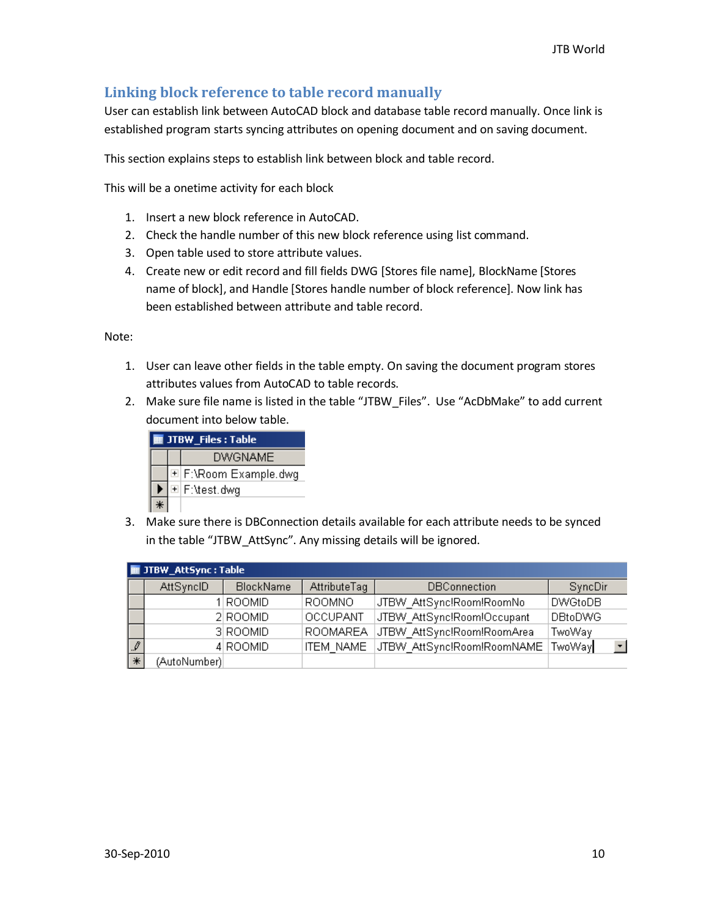## Linking block reference to table record manually

User can establish link between AutoCAD block and database table record manually. Once link is established program starts syncing attributes on opening document and on saving document.

This section explains steps to establish link between block and table record.

This will be a onetime activity for each block

1. Insert a new block reference in AutoCAD.
2. Check the handle number of this new block reference using list command.
3. Open table used to store attribute values.
4. Create new or edit record and fill fields DWG [Stores file name], BlockName [Stores name of block], and Handle [Stores handle number of block reference]. Now link has been established between attribute and table record.

Note:

1. User can leave other fields in the table empty. On saving the document program stores attributes values from AutoCAD to table records.
2. Make sure file name is listed in the table "JTBW_Files". Use "AcDbMake" to add current document into below table.

   **JTBW_Files : Table**

   | DWGNAME |
   |---|
   | F:\Room Example.dwg |
   | F:\test.dwg |

3. Make sure there is DBConnection details available for each attribute needs to be synced in the table "JTBW_AttSync". Any missing details will be ignored.

**JTBW_AttSync : Table**

| AttSyncID | BlockName | AttributeTag | DBConnection | SyncDir |
|---|---|---|---|---|
| 1 | ROOMID | ROOMNO | JTBW_AttSync!Room!RoomNo | DWGtoDB |
| 2 | ROOMID | OCCUPANT | JTBW_AttSync!Room!Occupant | DBtoDWG |
| 3 | ROOMID | ROOMAREA | JTBW_AttSync!Room!RoomArea | TwoWay |
| 4 | ROOMID | ITEM_NAME | JTBW_AttSync!Room!RoomNAME | TwoWay |
| (AutoNumber) | | | | |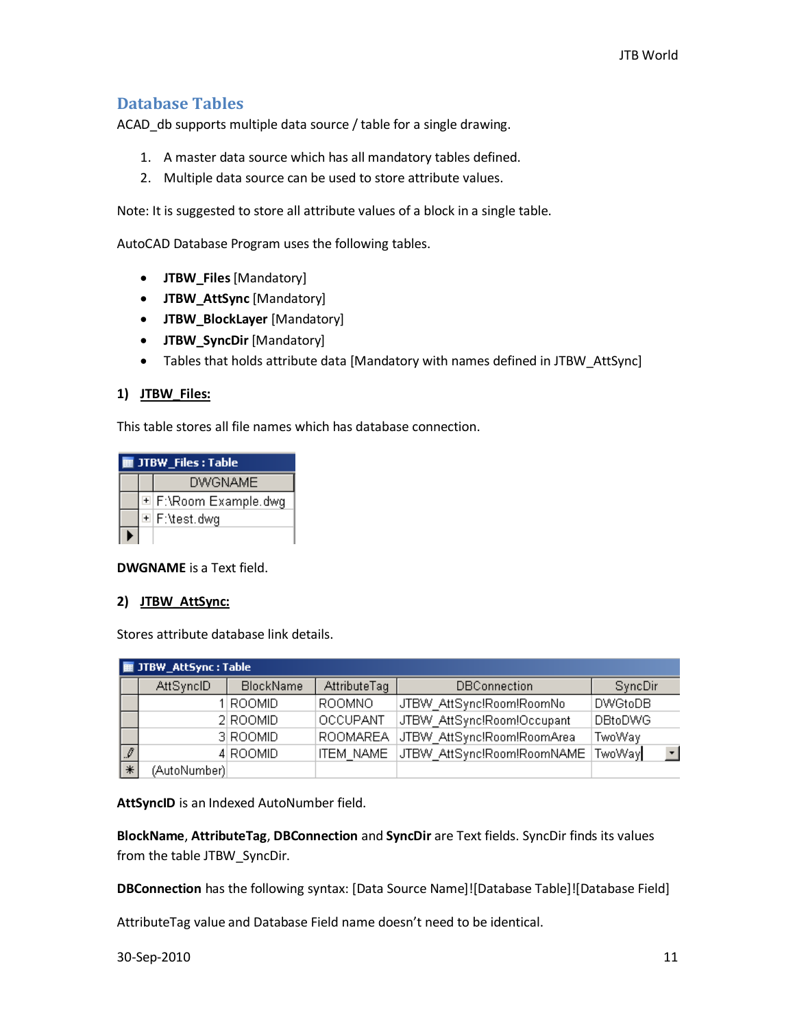## Database Tables

ACAD_db supports multiple data source / table for a single drawing.

1. A master data source which has all mandatory tables defined.
2. Multiple data source can be used to store attribute values.

Note: It is suggested to store all attribute values of a block in a single table.

AutoCAD Database Program uses the following tables.

- **JTBW_Files** [Mandatory]
- **JTBW_AttSync** [Mandatory]
- **JTBW_BlockLayer** [Mandatory]
- **JTBW_SyncDir** [Mandatory]
- Tables that holds attribute data [Mandatory with names defined in JTBW_AttSync]

### 1) JTBW_Files:

This table stores all file names which has database connection.

JTBW_Files : Table

| DWGNAME |
|---|
| F:\Room Example.dwg |
| F:\test.dwg |

**DWGNAME** is a Text field.

### 2) JTBW_AttSync:

Stores attribute database link details.

JTBW_AttSync : Table

| AttSyncID | BlockName | AttributeTag | DBConnection | SyncDir |
|---|---|---|---|---|
| 1 | ROOMID | ROOMNO | JTBW_AttSync!Room!RoomNo | DWGtoDB |
| 2 | ROOMID | OCCUPANT | JTBW_AttSync!Room!Occupant | DBtoDWG |
| 3 | ROOMID | ROOMAREA | JTBW_AttSync!Room!RoomArea | TwoWay |
| 4 | ROOMID | ITEM_NAME | JTBW_AttSync!Room!RoomNAME | TwoWay |
| (AutoNumber) | | | | |

**AttSyncID** is an Indexed AutoNumber field.

**BlockName**, **AttributeTag**, **DBConnection** and **SyncDir** are Text fields. SyncDir finds its values from the table JTBW_SyncDir.

**DBConnection** has the following syntax: [Data Source Name]![Database Table]![Database Field]

AttributeTag value and Database Field name doesn't need to be identical.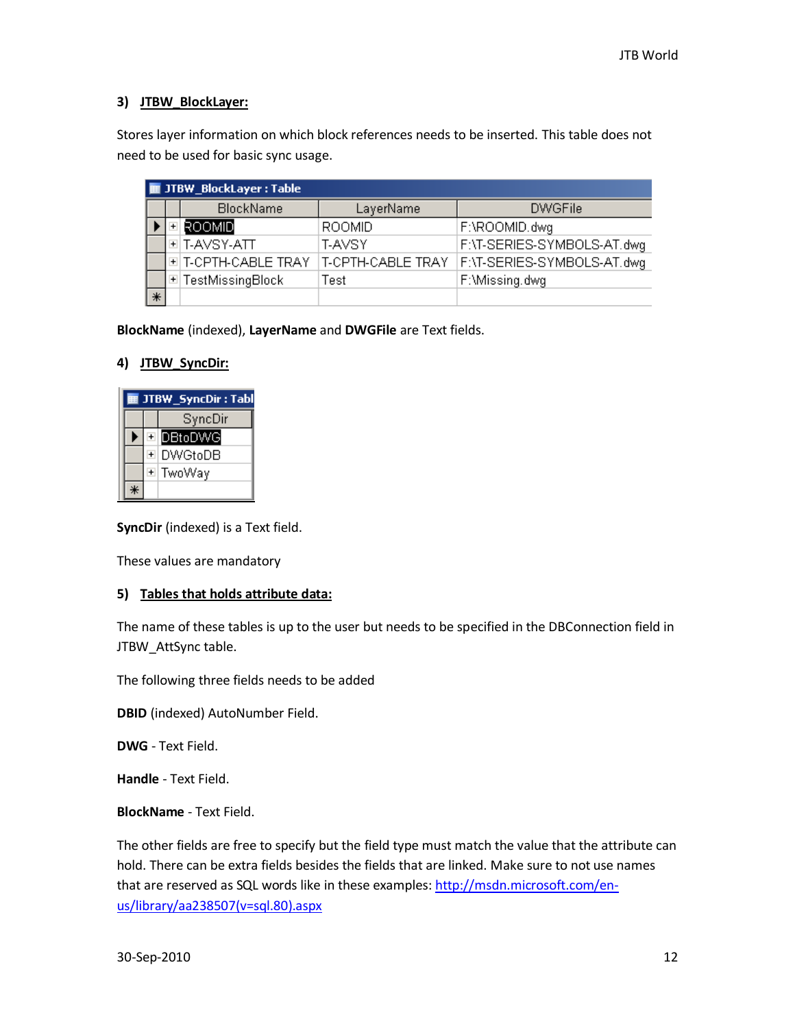### 3) JTBW_BlockLayer:

Stores layer information on which block references needs to be inserted. This table does not need to be used for basic sync usage.

JTBW_BlockLayer : Table

| BlockName | LayerName | DWGFile |
|---|---|---|
| ROOMID | ROOMID | F:\ROOMID.dwg |
| T-AVSY-ATT | T-AVSY | F:\T-SERIES-SYMBOLS-AT.dwg |
| T-CPTH-CABLE TRAY | T-CPTH-CABLE TRAY | F:\T-SERIES-SYMBOLS-AT.dwg |
| TestMissingBlock | Test | F:\Missing.dwg |

**BlockName** (indexed), **LayerName** and **DWGFile** are Text fields.

### 4) JTBW_SyncDir:

JTBW_SyncDir : Tabl

| SyncDir |
|---|
| DBtoDWG |
| DWGtoDB |
| TwoWay |

**SyncDir** (indexed) is a Text field.

These values are mandatory

### 5) Tables that holds attribute data:

The name of these tables is up to the user but needs to be specified in the DBConnection field in JTBW_AttSync table.

The following three fields needs to be added

**DBID** (indexed) AutoNumber Field.

**DWG** - Text Field.

**Handle** - Text Field.

**BlockName** - Text Field.

The other fields are free to specify but the field type must match the value that the attribute can hold. There can be extra fields besides the fields that are linked. Make sure to not use names that are reserved as SQL words like in these examples: [http://msdn.microsoft.com/en-us/library/aa238507(v=sql.80).aspx](http://msdn.microsoft.com/en-us/library/aa238507(v=sql.80).aspx)

30-Sep-2010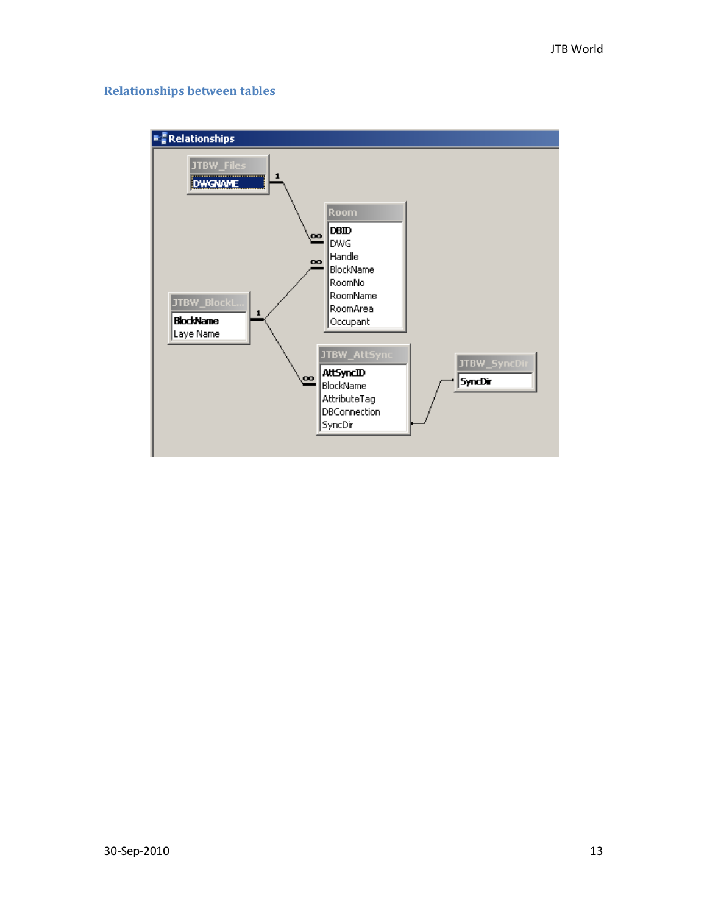## Relationships between tables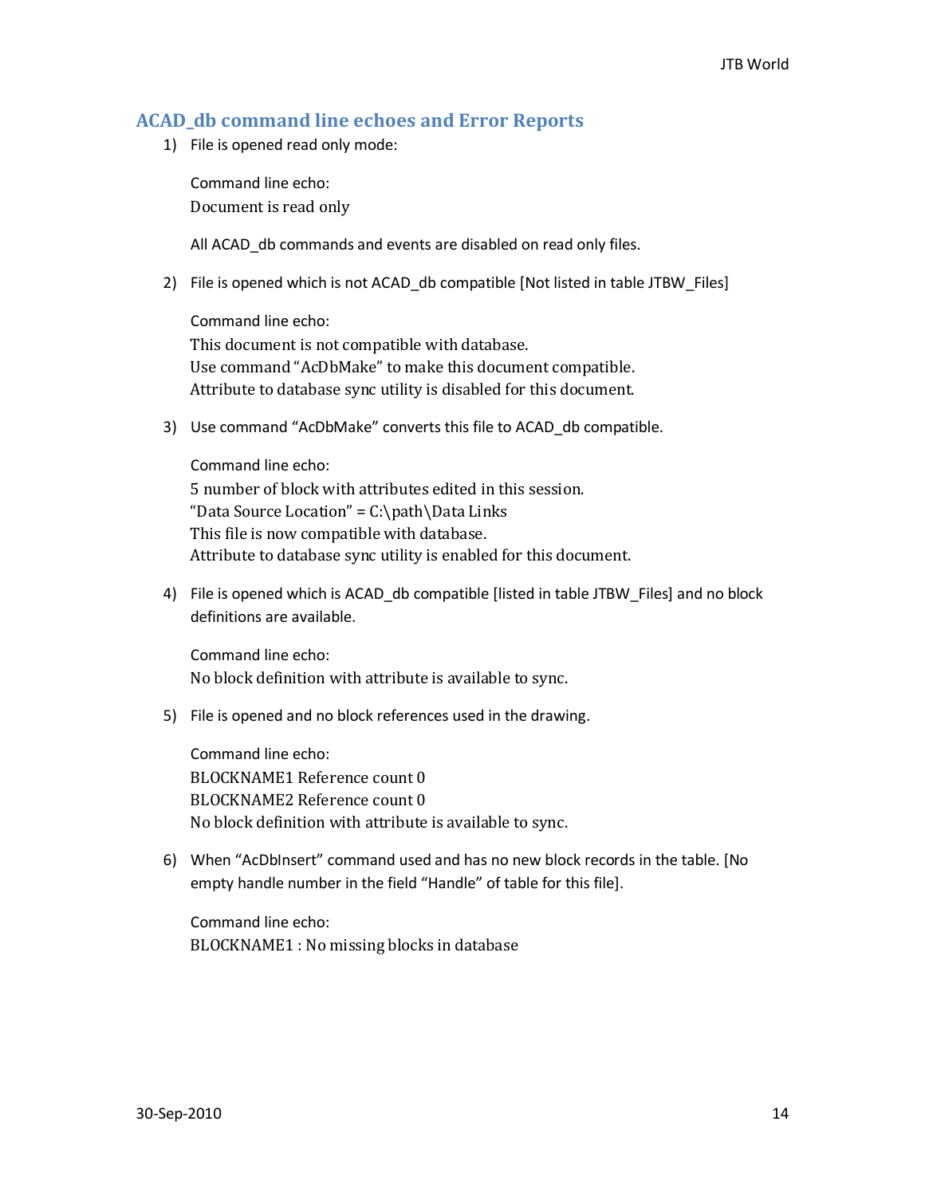## ACAD_db command line echoes and Error Reports

1) File is opened read only mode:

   Command line echo:
   Document is read only

   All ACAD_db commands and events are disabled on read only files.

2) File is opened which is not ACAD_db compatible [Not listed in table JTBW_Files]

   Command line echo:
   This document is not compatible with database.
   Use command "AcDbMake" to make this document compatible.
   Attribute to database sync utility is disabled for this document.

3) Use command "AcDbMake" converts this file to ACAD_db compatible.

   Command line echo:
   5 number of block with attributes edited in this session.
   "Data Source Location" = C:\path\Data Links
   This file is now compatible with database.
   Attribute to database sync utility is enabled for this document.

4) File is opened which is ACAD_db compatible [listed in table JTBW_Files] and no block definitions are available.

   Command line echo:
   No block definition with attribute is available to sync.

5) File is opened and no block references used in the drawing.

   Command line echo:
   BLOCKNAME1 Reference count 0
   BLOCKNAME2 Reference count 0
   No block definition with attribute is available to sync.

6) When "AcDbInsert" command used and has no new block records in the table. [No empty handle number in the field "Handle" of table for this file].

   Command line echo:
   BLOCKNAME1 : No missing blocks in database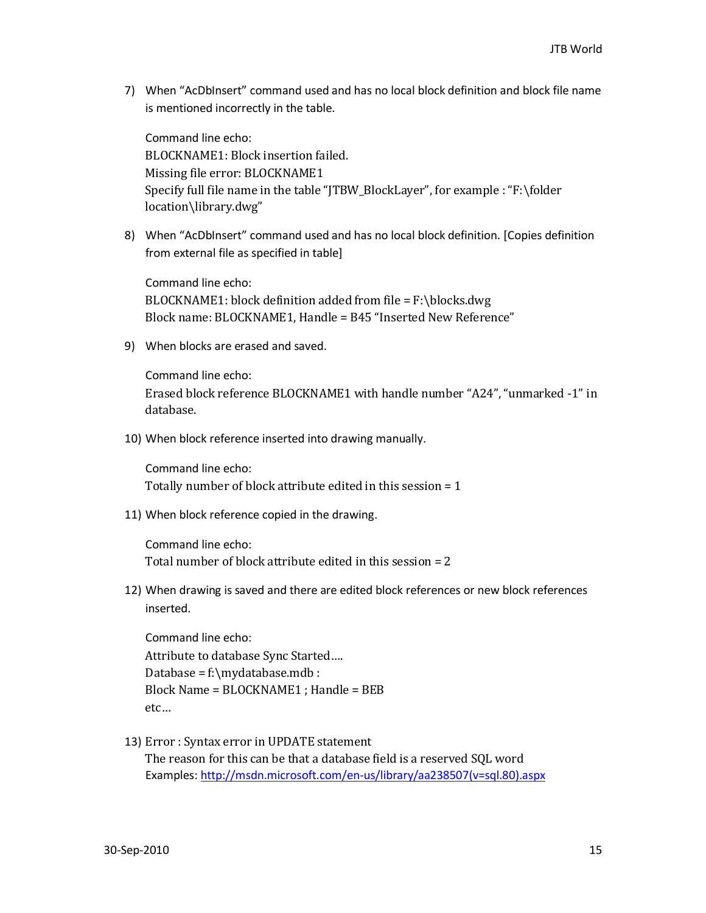7) When "AcDbInsert" command used and has no local block definition and block file name is mentioned incorrectly in the table.

   Command line echo:
   BLOCKNAME1: Block insertion failed.
   Missing file error: BLOCKNAME1
   Specify full file name in the table "JTBW_BlockLayer", for example : "F:\folder location\library.dwg"

8) When "AcDbInsert" command used and has no local block definition. [Copies definition from external file as specified in table]

   Command line echo:
   BLOCKNAME1: block definition added from file = F:\blocks.dwg
   Block name: BLOCKNAME1, Handle = B45 "Inserted New Reference"

9) When blocks are erased and saved.

   Command line echo:
   Erased block reference BLOCKNAME1 with handle number "A24", "unmarked -1" in database.

10) When block reference inserted into drawing manually.

    Command line echo:
    Totally number of block attribute edited in this session = 1

11) When block reference copied in the drawing.

    Command line echo:
    Total number of block attribute edited in this session = 2

12) When drawing is saved and there are edited block references or new block references inserted.

    Command line echo:
    Attribute to database Sync Started....
    Database = f:\mydatabase.mdb :
    Block Name = BLOCKNAME1 ; Handle = BEB
    etc...

13) Error : Syntax error in UPDATE statement
    The reason for this can be that a database field is a reserved SQL word
    Examples: http://msdn.microsoft.com/en-us/library/aa238507(v=sql.80).aspx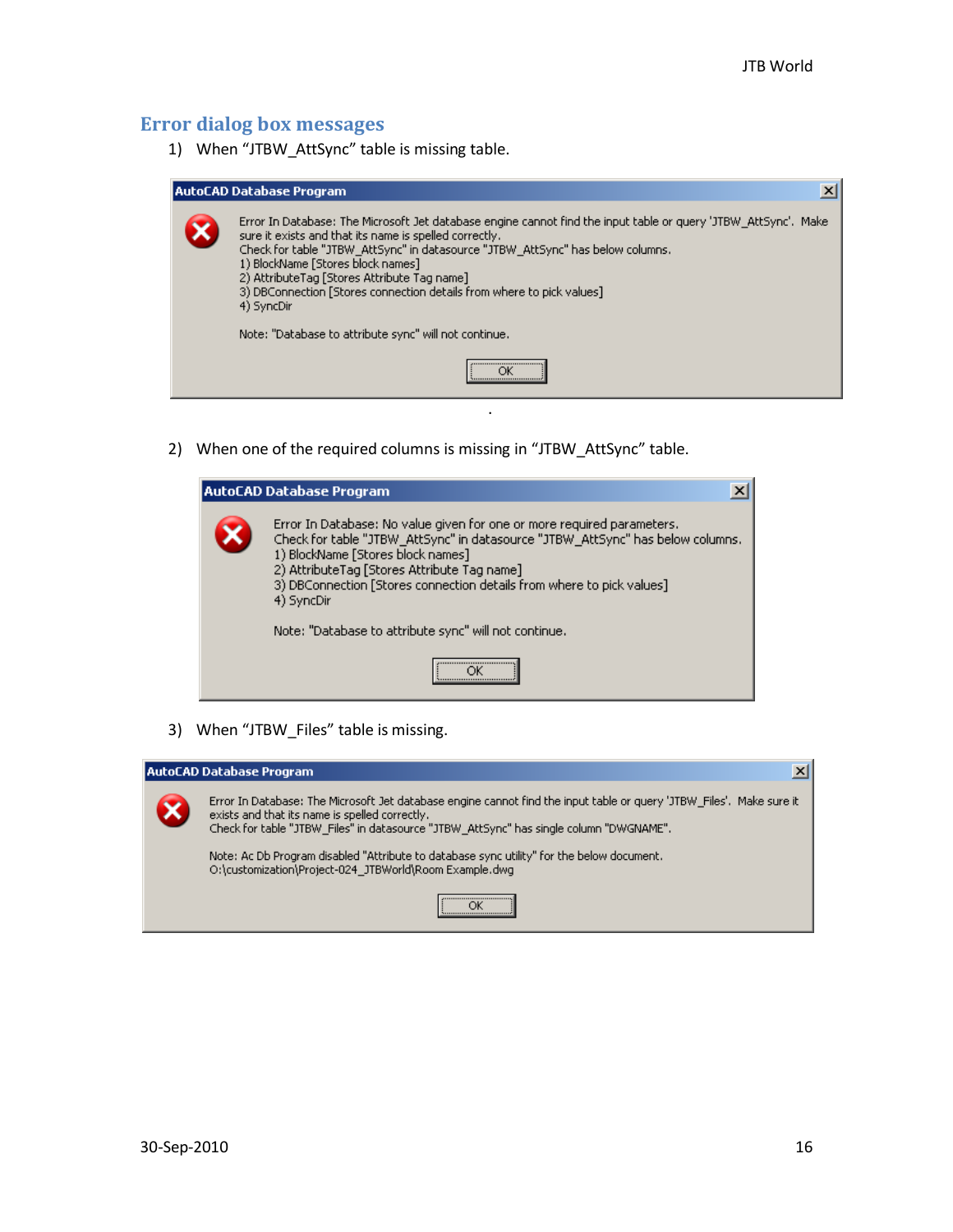## Error dialog box messages

1) When "JTBW_AttSync" table is missing table.

**AutoCAD Database Program**

Error In Database: The Microsoft Jet database engine cannot find the input table or query 'JTBW_AttSync'. Make sure it exists and that its name is spelled correctly.
Check for table "JTBW_AttSync" in datasource "JTBW_AttSync" has below columns.
1) BlockName [Stores block names]
2) AttributeTag [Stores Attribute Tag name]
3) DBConnection [Stores connection details from where to pick values]
4) SyncDir

Note: "Database to attribute sync" will not continue.

OK

2) When one of the required columns is missing in "JTBW_AttSync" table.

**AutoCAD Database Program**

Error In Database: No value given for one or more required parameters.
Check for table "JTBW_AttSync" in datasource "JTBW_AttSync" has below columns.
1) BlockName [Stores block names]
2) AttributeTag [Stores Attribute Tag name]
3) DBConnection [Stores connection details from where to pick values]
4) SyncDir

Note: "Database to attribute sync" will not continue.

OK

3) When "JTBW_Files" table is missing.

**AutoCAD Database Program**

Error In Database: The Microsoft Jet database engine cannot find the input table or query 'JTBW_Files'. Make sure it exists and that its name is spelled correctly.
Check for table "JTBW_Files" in datasource "JTBW_AttSync" has single column "DWGNAME".

Note: Ac Db Program disabled "Attribute to database sync utility" for the below document.
O:\customization\Project-024_JTBWorld\Room Example.dwg

OK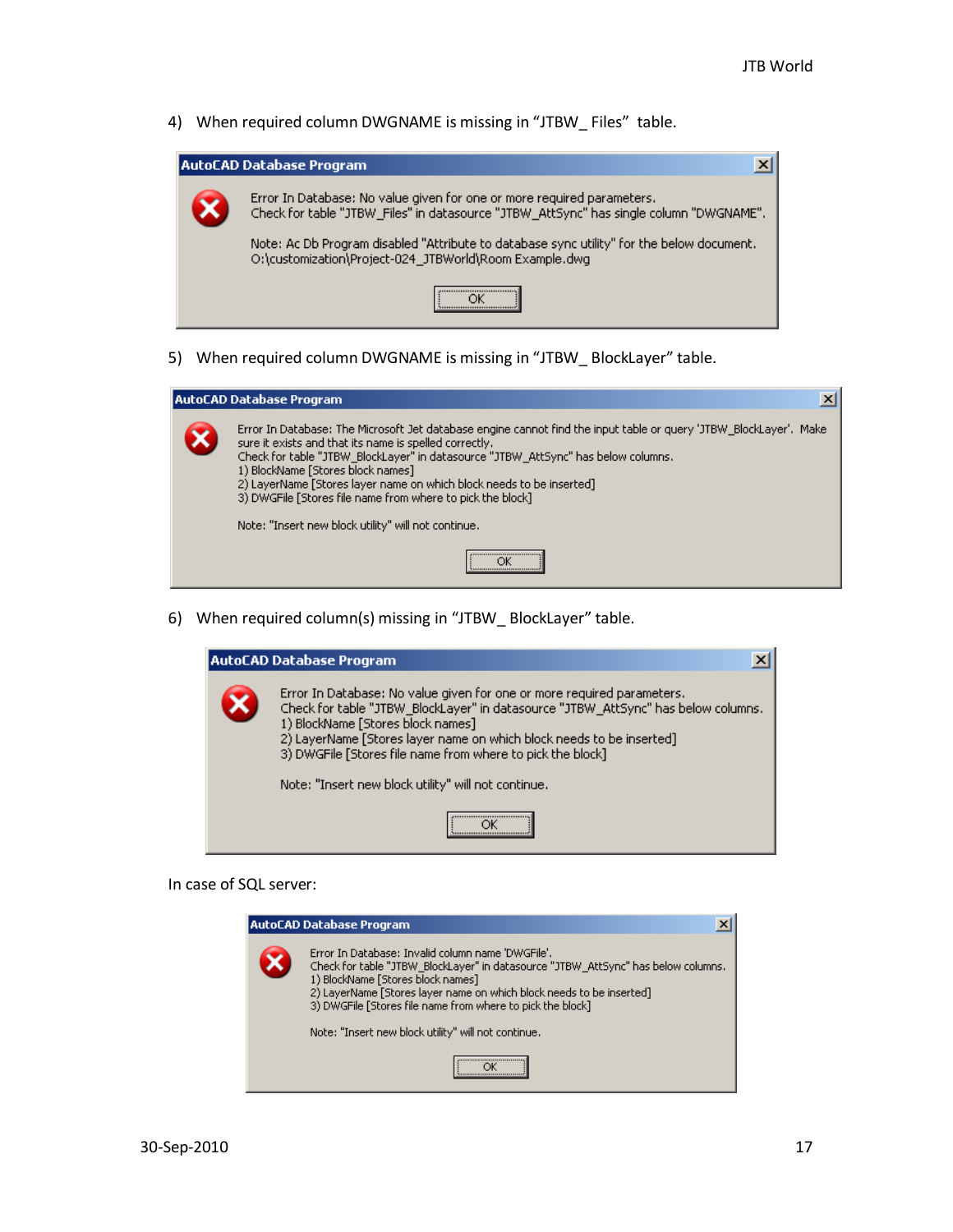4) When required column DWGNAME is missing in “JTBW_ Files” table.

**AutoCAD Database Program**

Error In Database: No value given for one or more required parameters.
Check for table "JTBW_Files" in datasource "JTBW_AttSync" has single column "DWGNAME".

Note: Ac Db Program disabled "Attribute to database sync utility" for the below document.
O:\customization\Project-024_JTBWorld\Room Example.dwg

OK

5) When required column DWGNAME is missing in “JTBW_ BlockLayer” table.

**AutoCAD Database Program**

Error In Database: The Microsoft Jet database engine cannot find the input table or query 'JTBW_BlockLayer'. Make sure it exists and that its name is spelled correctly.
Check for table "JTBW_BlockLayer" in datasource "JTBW_AttSync" has below columns.
1) BlockName [Stores block names]
2) LayerName [Stores layer name on which block needs to be inserted]
3) DWGFile [Stores file name from where to pick the block]

Note: "Insert new block utility" will not continue.

OK

6) When required column(s) missing in “JTBW_ BlockLayer” table.

**AutoCAD Database Program**

Error In Database: No value given for one or more required parameters.
Check for table "JTBW_BlockLayer" in datasource "JTBW_AttSync" has below columns.
1) BlockName [Stores block names]
2) LayerName [Stores layer name on which block needs to be inserted]
3) DWGFile [Stores file name from where to pick the block]

Note: "Insert new block utility" will not continue.

OK

In case of SQL server:

**AutoCAD Database Program**

Error In Database: Invalid column name 'DWGFile'.
Check for table "JTBW_BlockLayer" in datasource "JTBW_AttSync" has below columns.
1) BlockName [Stores block names]
2) LayerName [Stores layer name on which block needs to be inserted]
3) DWGFile [Stores file name from where to pick the block]

Note: "Insert new block utility" will not continue.

OK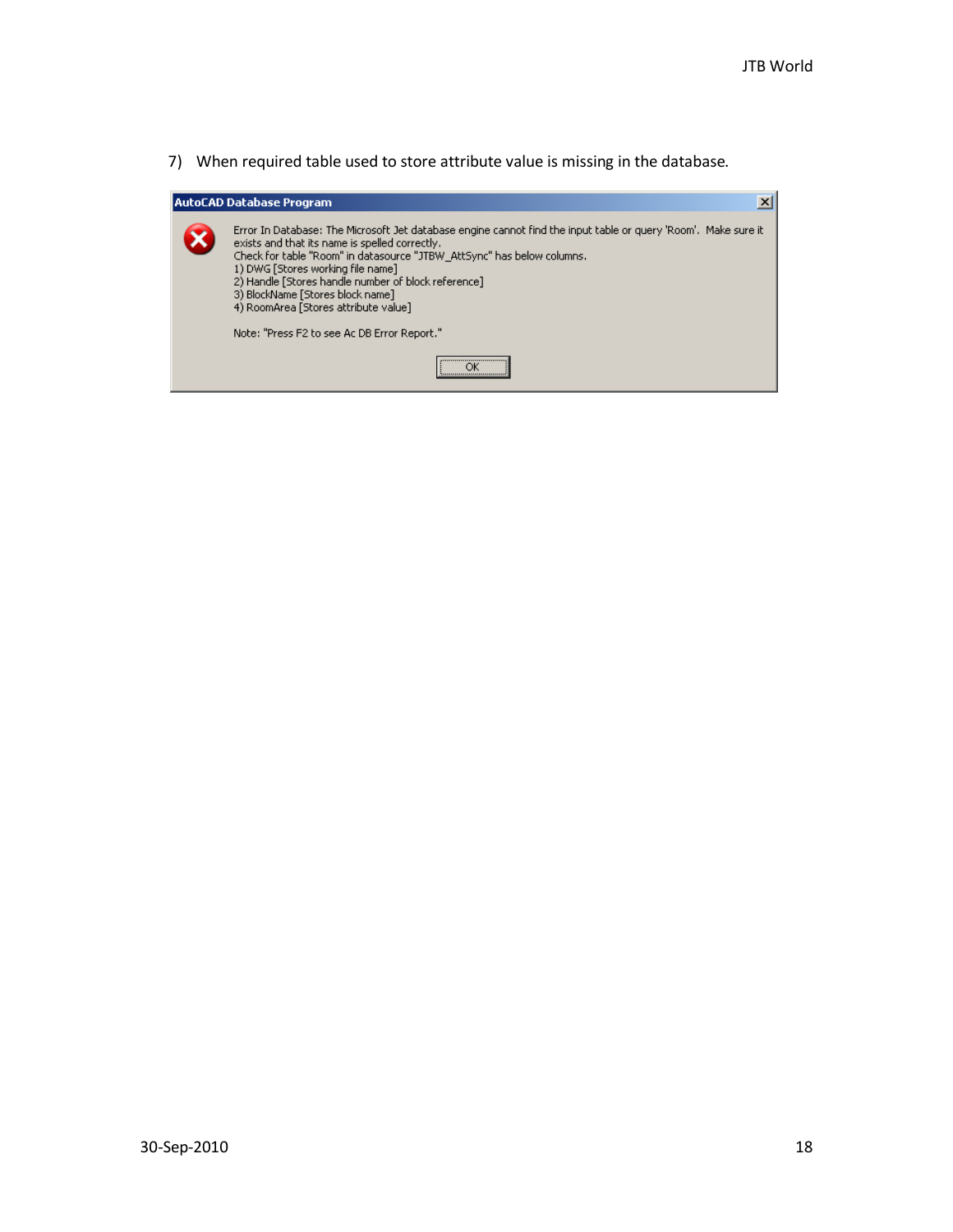7) When required table used to store attribute value is missing in the database.

**AutoCAD Database Program**

Error In Database: The Microsoft Jet database engine cannot find the input table or query 'Room'. Make sure it exists and that its name is spelled correctly.
Check for table "Room" in datasource "JTBW_AttSync" has below columns.
1) DWG [Stores working file name]
2) Handle [Stores handle number of block reference]
3) BlockName [Stores block name]
4) RoomArea [Stores attribute value]

Note: "Press F2 to see Ac DB Error Report."

OK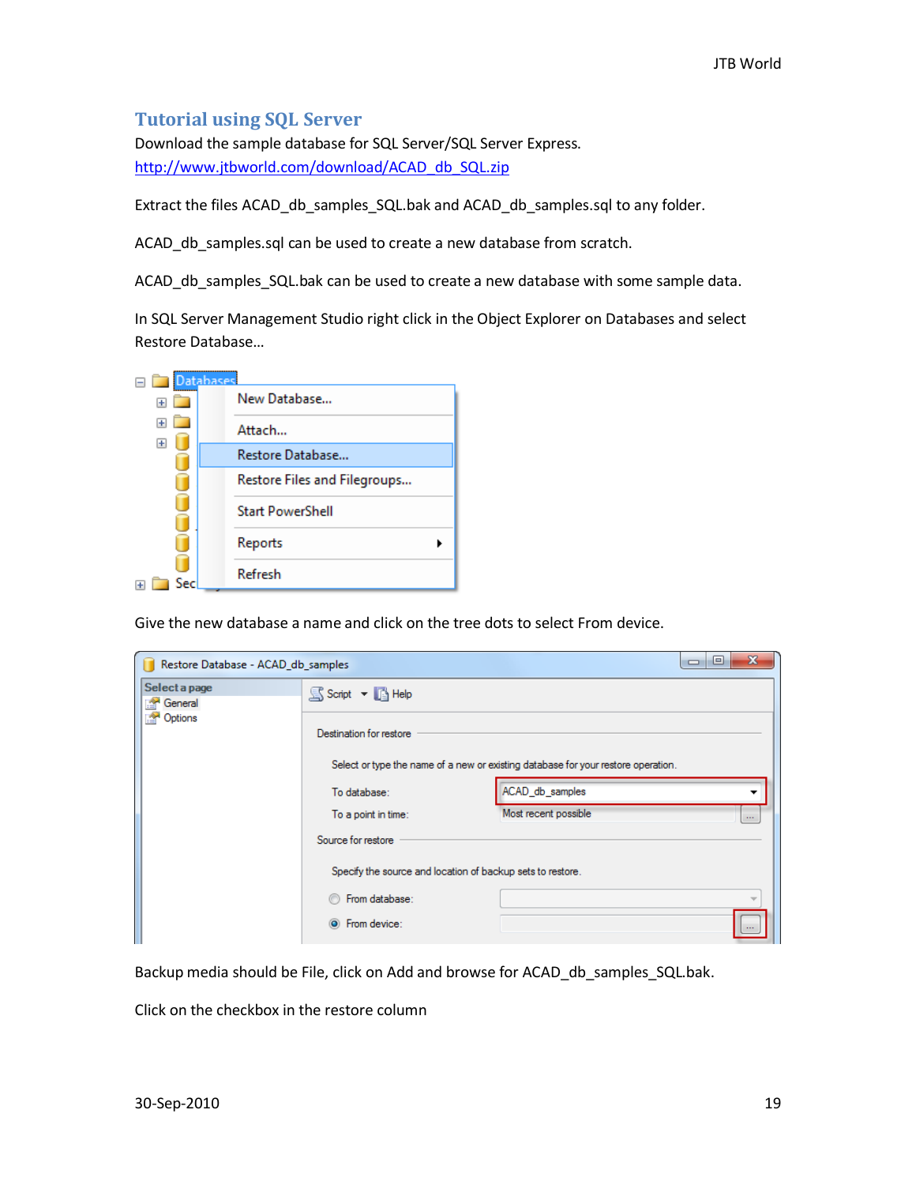## Tutorial using SQL Server

Download the sample database for SQL Server/SQL Server Express.
[http://www.jtbworld.com/download/ACAD_db_SQL.zip](http://www.jtbworld.com/download/ACAD_db_SQL.zip)

Extract the files ACAD_db_samples_SQL.bak and ACAD_db_samples.sql to any folder.

ACAD_db_samples.sql can be used to create a new database from scratch.

ACAD_db_samples_SQL.bak can be used to create a new database with some sample data.

In SQL Server Management Studio right click in the Object Explorer on Databases and select Restore Database…

Give the new database a name and click on the tree dots to select From device.

Backup media should be File, click on Add and browse for ACAD_db_samples_SQL.bak.

Click on the checkbox in the restore column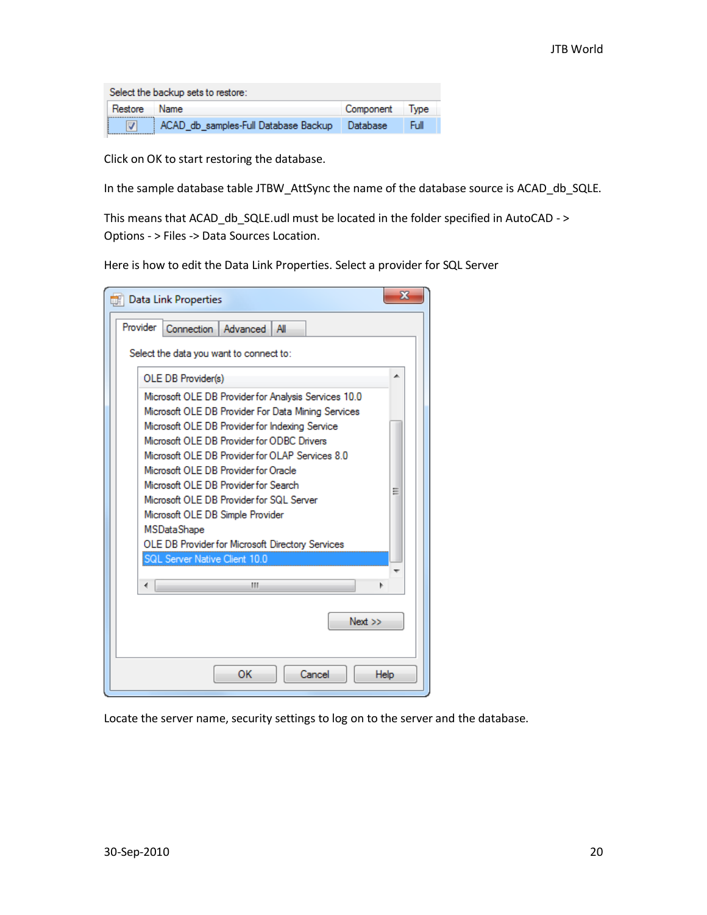| Restore | Name | Component | Type |
|---|---|---|---|
| ☑ | ACAD_db_samples-Full Database Backup | Database | Full |

Click on OK to start restoring the database.

In the sample database table JTBW_AttSync the name of the database source is ACAD_db_SQLE.

This means that ACAD_db_SQLE.udl must be located in the folder specified in AutoCAD - > Options - > Files -> Data Sources Location.

Here is how to edit the Data Link Properties. Select a provider for SQL Server

Locate the server name, security settings to log on to the server and the database.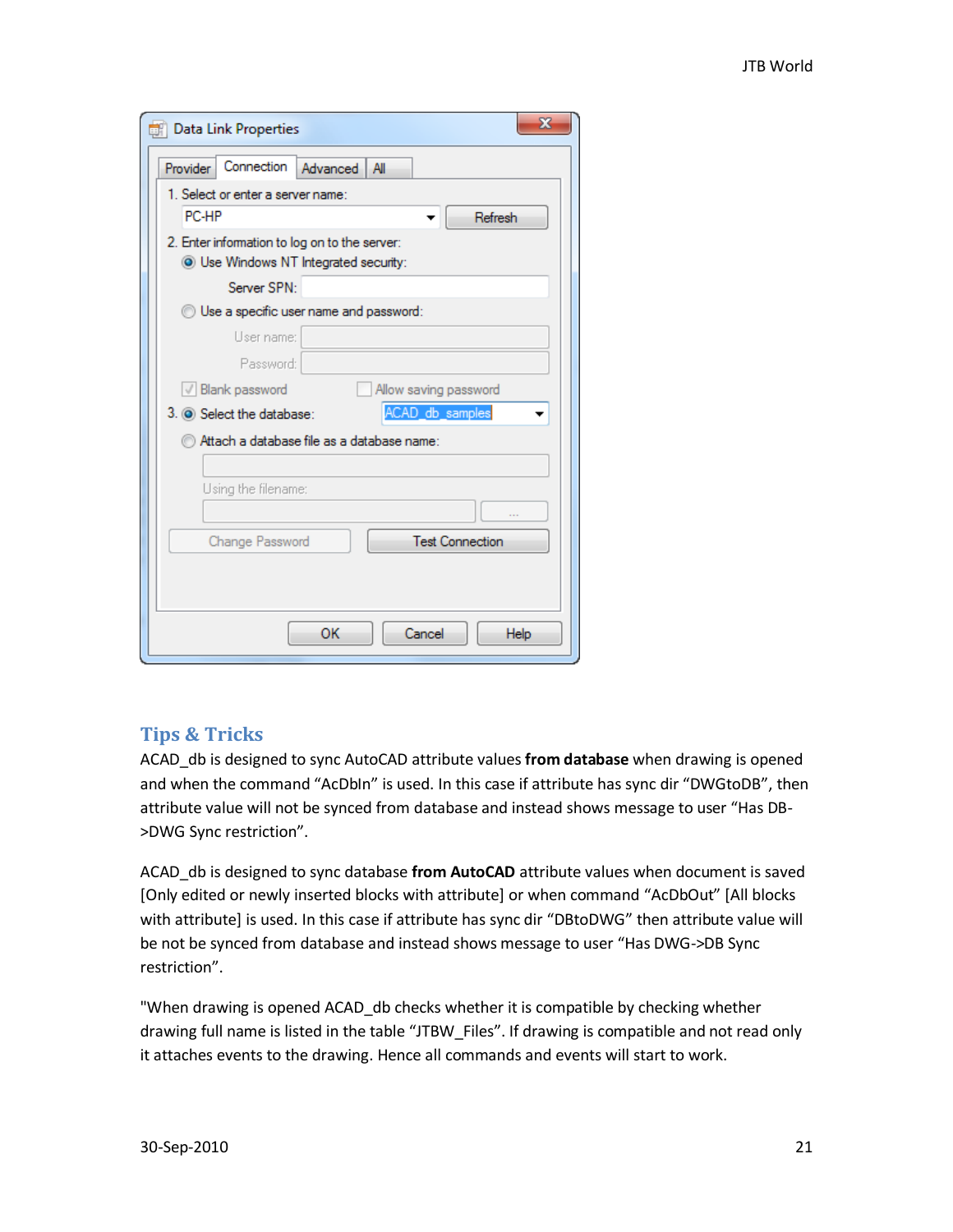## Tips & Tricks

ACAD_db is designed to sync AutoCAD attribute values **from database** when drawing is opened and when the command "AcDbIn" is used. In this case if attribute has sync dir "DWGtoDB", then attribute value will not be synced from database and instead shows message to user "Has DB->DWG Sync restriction".

ACAD_db is designed to sync database **from AutoCAD** attribute values when document is saved [Only edited or newly inserted blocks with attribute] or when command "AcDbOut" [All blocks with attribute] is used. In this case if attribute has sync dir "DBtoDWG" then attribute value will be not be synced from database and instead shows message to user "Has DWG->DB Sync restriction".

"When drawing is opened ACAD_db checks whether it is compatible by checking whether drawing full name is listed in the table "JTBW_Files". If drawing is compatible and not read only it attaches events to the drawing. Hence all commands and events will start to work.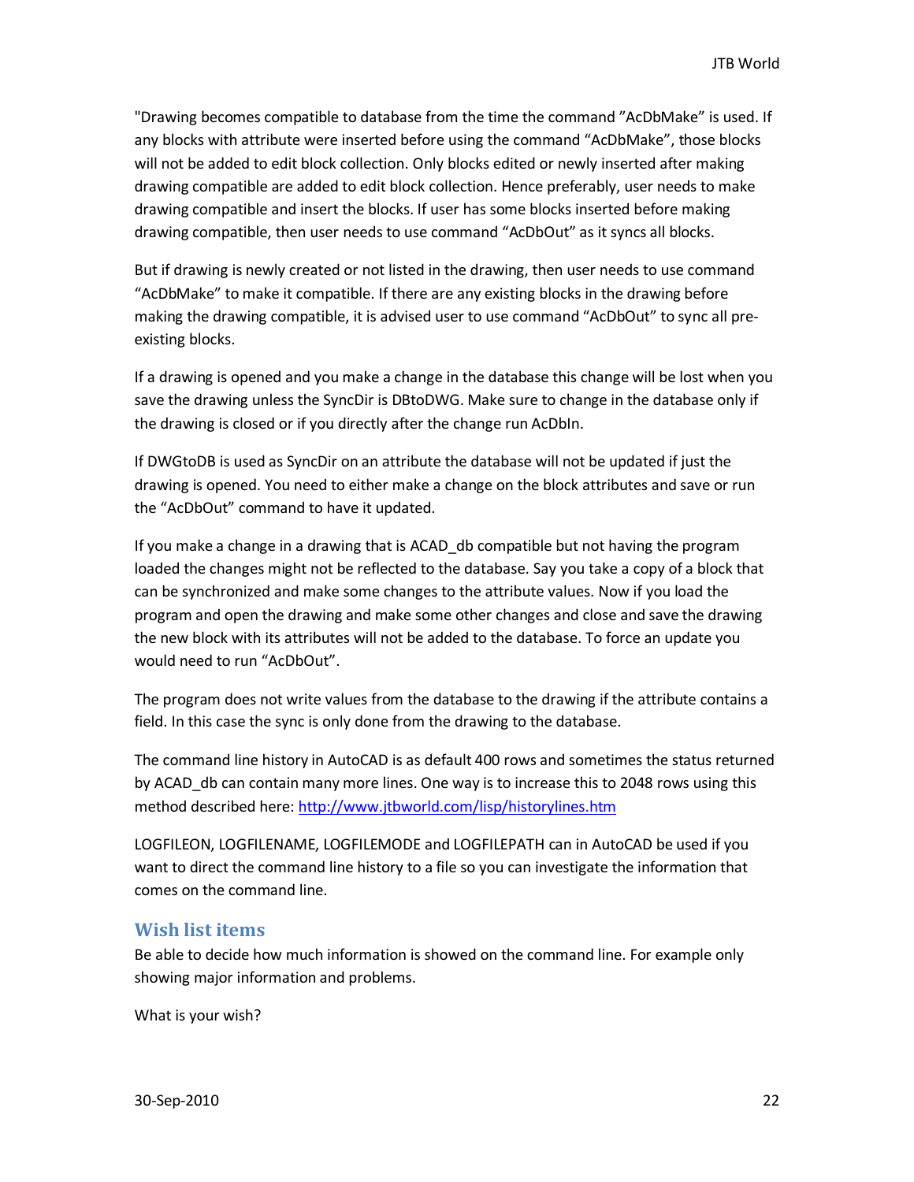"Drawing becomes compatible to database from the time the command ”AcDbMake” is used. If any blocks with attribute were inserted before using the command “AcDbMake”, those blocks will not be added to edit block collection. Only blocks edited or newly inserted after making drawing compatible are added to edit block collection. Hence preferably, user needs to make drawing compatible and insert the blocks. If user has some blocks inserted before making drawing compatible, then user needs to use command “AcDbOut” as it syncs all blocks.

But if drawing is newly created or not listed in the drawing, then user needs to use command “AcDbMake” to make it compatible. If there are any existing blocks in the drawing before making the drawing compatible, it is advised user to use command “AcDbOut” to sync all pre-existing blocks.

If a drawing is opened and you make a change in the database this change will be lost when you save the drawing unless the SyncDir is DBtoDWG. Make sure to change in the database only if the drawing is closed or if you directly after the change run AcDbIn.

If DWGtoDB is used as SyncDir on an attribute the database will not be updated if just the drawing is opened. You need to either make a change on the block attributes and save or run the “AcDbOut” command to have it updated.

If you make a change in a drawing that is ACAD_db compatible but not having the program loaded the changes might not be reflected to the database. Say you take a copy of a block that can be synchronized and make some changes to the attribute values. Now if you load the program and open the drawing and make some other changes and close and save the drawing the new block with its attributes will not be added to the database. To force an update you would need to run “AcDbOut”.

The program does not write values from the database to the drawing if the attribute contains a field. In this case the sync is only done from the drawing to the database.

The command line history in AutoCAD is as default 400 rows and sometimes the status returned by ACAD_db can contain many more lines. One way is to increase this to 2048 rows using this method described here: http://www.jtbworld.com/lisp/historylines.htm

LOGFILEON, LOGFILENAME, LOGFILEMODE and LOGFILEPATH can in AutoCAD be used if you want to direct the command line history to a file so you can investigate the information that comes on the command line.

## Wish list items

Be able to decide how much information is showed on the command line. For example only showing major information and problems.

What is your wish?